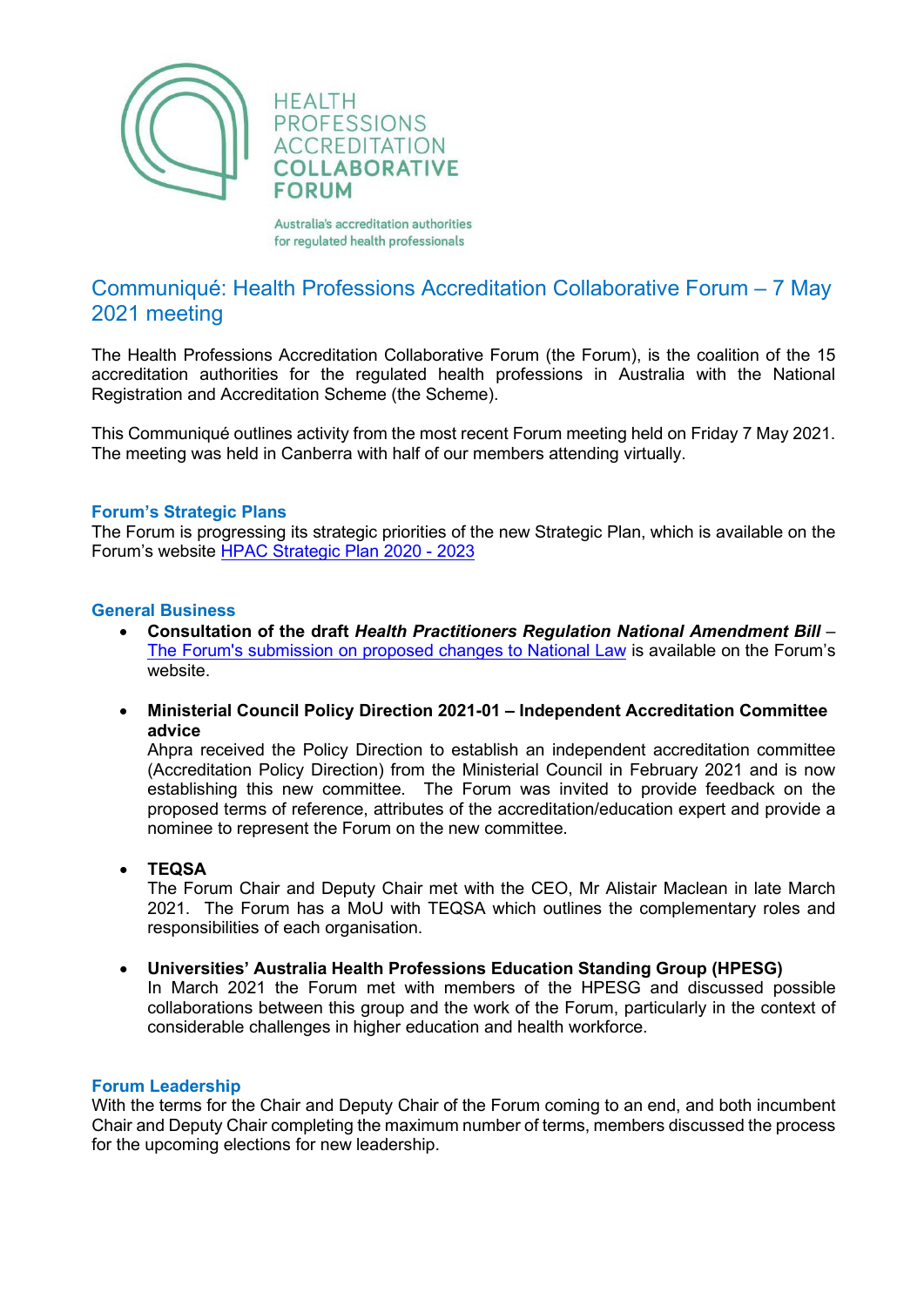HEALTH PROFESSIONS ACCREDITATION COLLABORATIVE FORUM

Australia's accreditation authorities for regulated health professionals

# Communiqué: Health Professions Accreditation Collaborative Forum – 7 May 2021 meeting

The Health Professions Accreditation Collaborative Forum (the Forum), is the coalition of the 15 accreditation authorities for the regulated health professions in Australia with the National Registration and Accreditation Scheme (the Scheme).

This Communiqué outlines activity from the most recent Forum meeting held on Friday 7 May 2021. The meeting was held in Canberra with half of our members attending virtually.

## Forum's Strategic Plans

The Forum is progressing its strategic priorities of the new Strategic Plan, which is available on the Forum's website [HPAC Strategic Plan 2020 - 2023]

## General Business

- **Consultation of the draft *Health Practitioners Regulation National Amendment Bill*** – [The Forum's submission on proposed changes to National Law] is available on the Forum's website.

- **Ministerial Council Policy Direction 2021-01 – Independent Accreditation Committee advice**
  Ahpra received the Policy Direction to establish an independent accreditation committee (Accreditation Policy Direction) from the Ministerial Council in February 2021 and is now establishing this new committee. The Forum was invited to provide feedback on the proposed terms of reference, attributes of the accreditation/education expert and provide a nominee to represent the Forum on the new committee.

- **TEQSA**
  The Forum Chair and Deputy Chair met with the CEO, Mr Alistair Maclean in late March 2021. The Forum has a MoU with TEQSA which outlines the complementary roles and responsibilities of each organisation.

- **Universities' Australia Health Professions Education Standing Group (HPESG)**
  In March 2021 the Forum met with members of the HPESG and discussed possible collaborations between this group and the work of the Forum, particularly in the context of considerable challenges in higher education and health workforce.

## Forum Leadership

With the terms for the Chair and Deputy Chair of the Forum coming to an end, and both incumbent Chair and Deputy Chair completing the maximum number of terms, members discussed the process for the upcoming elections for new leadership.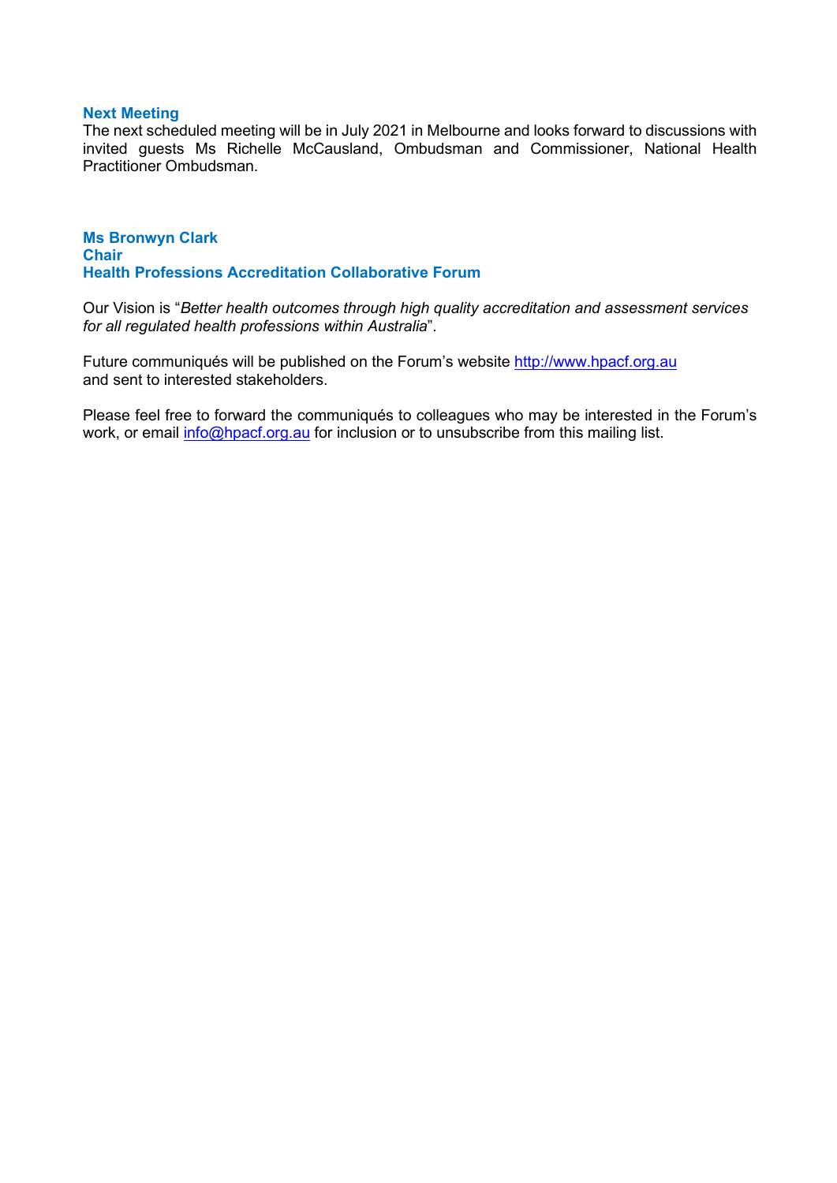### Next Meeting

The next scheduled meeting will be in July 2021 in Melbourne and looks forward to discussions with invited guests Ms Richelle McCausland, Ombudsman and Commissioner, National Health Practitioner Ombudsman.

**Ms Bronwyn Clark**
**Chair**
**Health Professions Accreditation Collaborative Forum**

Our Vision is "*Better health outcomes through high quality accreditation and assessment services for all regulated health professions within Australia*".

Future communiqués will be published on the Forum's website http://www.hpacf.org.au and sent to interested stakeholders.

Please feel free to forward the communiqués to colleagues who may be interested in the Forum's work, or email info@hpacf.org.au for inclusion or to unsubscribe from this mailing list.